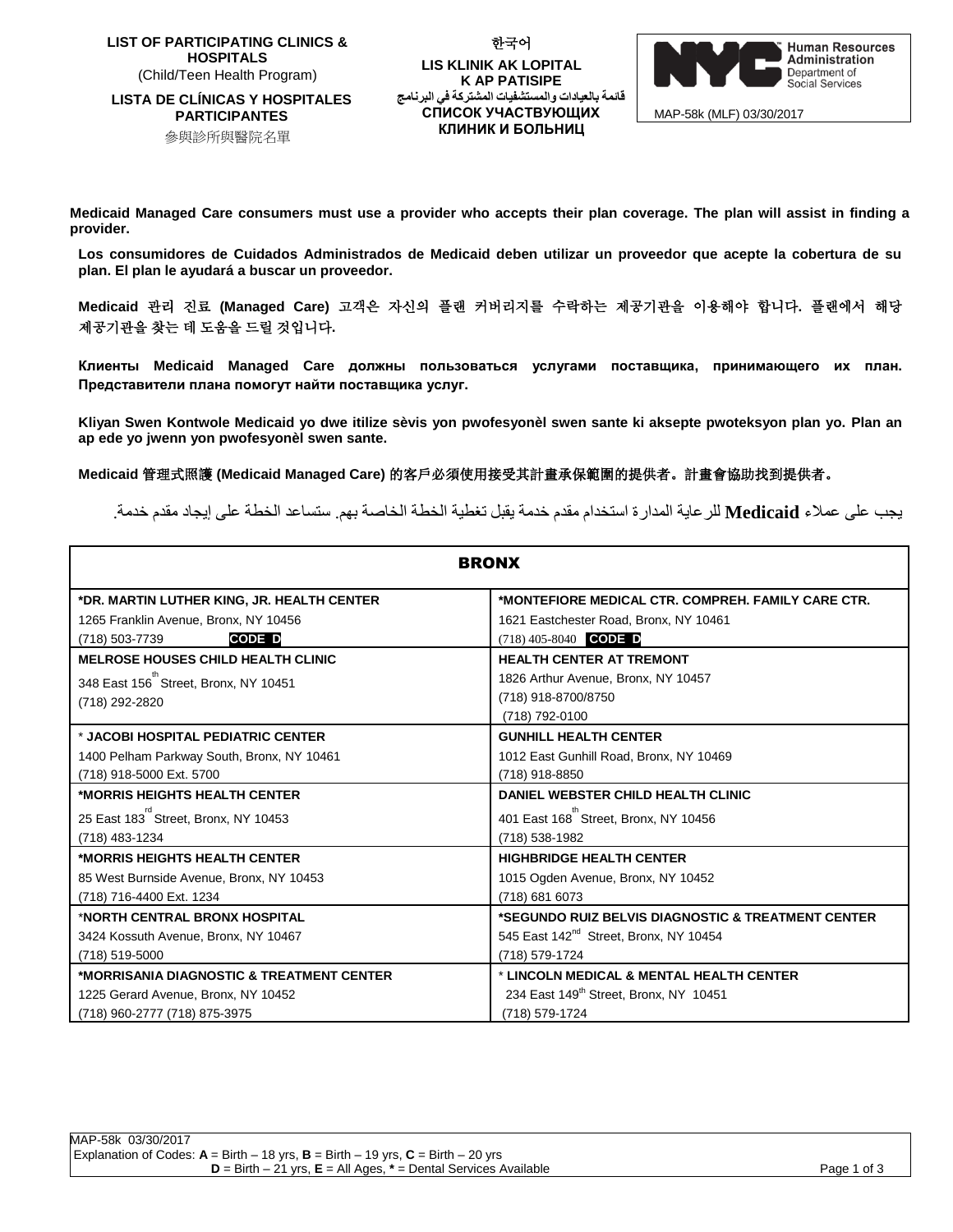**LIST OF PARTICIPATING CLINICS & HOSPITALS**
(Child/Teen Health Program)

**LISTA DE CLÍNICAS Y HOSPITALES PARTICIPANTES**

參與診所與醫院名單

한국어

**LIS KLINIK AK LOPITAL K AP PATISIPE**

**قائمة بالعيادات والمستشفيات المشتركة في البرنامج**

**СПИСОК УЧАСТВУЮЩИХ КЛИНИК И БОЛЬНИЦ**

Human Resources Administration
Department of Social Services

MAP-58k (MLF) 03/30/2017

**Medicaid Managed Care consumers must use a provider who accepts their plan coverage. The plan will assist in finding a provider.**

**Los consumidores de Cuidados Administrados de Medicaid deben utilizar un proveedor que acepte la cobertura de su plan. El plan le ayudará a buscar un proveedor.**

**Medicaid 관리 진료 (Managed Care) 고객은 자신의 플랜 커버리지를 수락하는 제공기관을 이용해야 합니다. 플랜에서 해당 제공기관을 찾는 데 도움을 드릴 것입니다.**

**Клиенты Medicaid Managed Care должны пользоваться услугами поставщика, принимающего их план. Представители плана помогут найти поставщика услуг.**

**Kliyan Swen Kontwole Medicaid yo dwe itilize sèvis yon pwofesyonèl swen sante ki aksepte pwoteksyon plan yo. Plan an ap ede yo jwenn yon pwofesyonèl swen sante.**

**Medicaid 管理式照護 (Medicaid Managed Care) 的客戶必須使用接受其計畫承保範圍的提供者。計畫會協助找到提供者。**

يجب على عملاء **Medicaid** للرعاية المدارة استخدام مقدم خدمة يقبل تغطية الخطة الخاصة بهم. ستساعد الخطة على إيجاد مقدم خدمة.

| **BRONX** | |
|---|---|
| **\*DR. MARTIN LUTHER KING, JR. HEALTH CENTER**<br>1265 Franklin Avenue, Bronx, NY 10456<br>(718) 503-7739 **CODE D** | **\*MONTEFIORE MEDICAL CTR. COMPREH. FAMILY CARE CTR.**<br>1621 Eastchester Road, Bronx, NY 10461<br>(718) 405-8040 **CODE D** |
| **MELROSE HOUSES CHILD HEALTH CLINIC**<br>348 East 156th Street, Bronx, NY 10451<br>(718) 292-2820 | **HEALTH CENTER AT TREMONT**<br>1826 Arthur Avenue, Bronx, NY 10457<br>(718) 918-8700/8750<br>(718) 792-0100 |
| **\* JACOBI HOSPITAL PEDIATRIC CENTER**<br>1400 Pelham Parkway South, Bronx, NY 10461<br>(718) 918-5000 Ext. 5700 | **GUNHILL HEALTH CENTER**<br>1012 East Gunhill Road, Bronx, NY 10469<br>(718) 918-8850 |
| **\*MORRIS HEIGHTS HEALTH CENTER**<br>25 East 183rd Street, Bronx, NY 10453<br>(718) 483-1234 | **DANIEL WEBSTER CHILD HEALTH CLINIC**<br>401 East 168th Street, Bronx, NY 10456<br>(718) 538-1982 |
| **\*MORRIS HEIGHTS HEALTH CENTER**<br>85 West Burnside Avenue, Bronx, NY 10453<br>(718) 716-4400 Ext. 1234 | **HIGHBRIDGE HEALTH CENTER**<br>1015 Ogden Avenue, Bronx, NY 10452<br>(718) 681 6073 |
| **\*NORTH CENTRAL BRONX HOSPITAL**<br>3424 Kossuth Avenue, Bronx, NY 10467<br>(718) 519-5000 | **\*SEGUNDO RUIZ BELVIS DIAGNOSTIC & TREATMENT CENTER**<br>545 East 142nd Street, Bronx, NY 10454<br>(718) 579-1724 |
| **\*MORRISANIA DIAGNOSTIC & TREATMENT CENTER**<br>1225 Gerard Avenue, Bronx, NY 10452<br>(718) 960-2777 (718) 875-3975 | **\* LINCOLN MEDICAL & MENTAL HEALTH CENTER**<br>234 East 149th Street, Bronx, NY 10451<br>(718) 579-1724 |

MAP-58k 03/30/2017
Explanation of Codes: **A** = Birth – 18 yrs, **B** = Birth – 19 yrs, **C** = Birth – 20 yrs
**D** = Birth – 21 yrs, **E** = All Ages, **\*** = Dental Services Available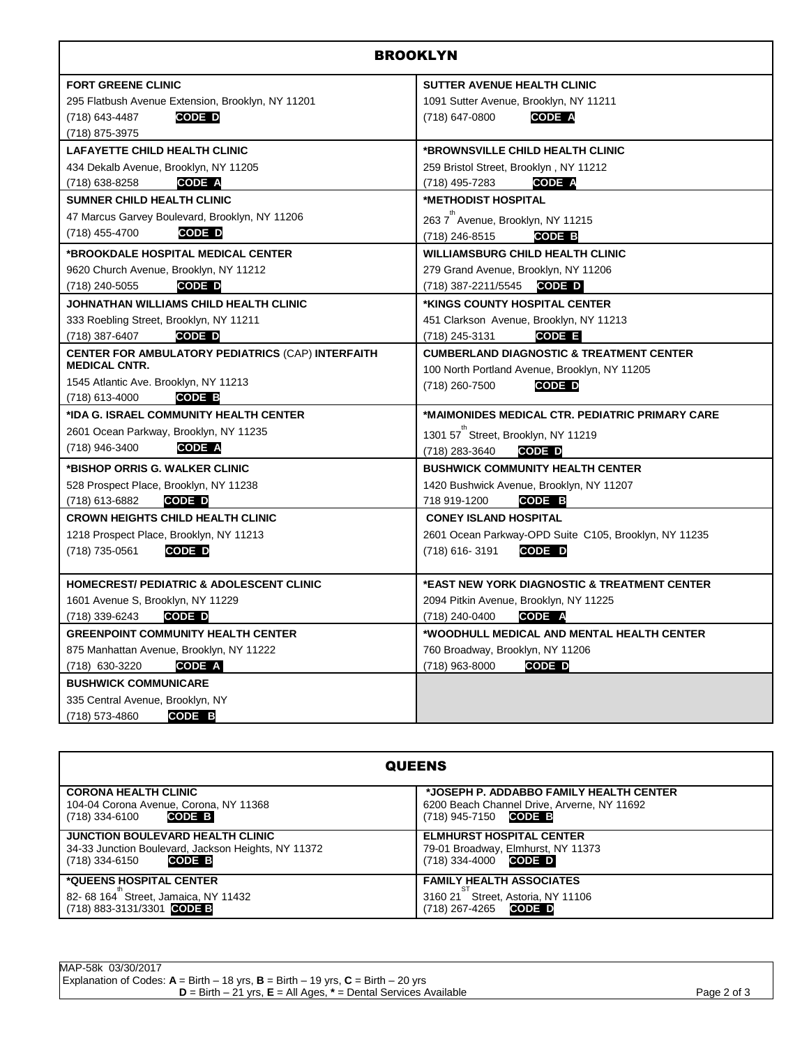## BROOKLYN

| | |
|---|---|
| **FORT GREENE CLINIC**<br>295 Flatbush Avenue Extension, Brooklyn, NY 11201<br>(718) 643-4487 **CODE D**<br>(718) 875-3975 | **SUTTER AVENUE HEALTH CLINIC**<br>1091 Sutter Avenue, Brooklyn, NY 11211<br>(718) 647-0800 **CODE A** |
| **LAFAYETTE CHILD HEALTH CLINIC**<br>434 Dekalb Avenue, Brooklyn, NY 11205<br>(718) 638-8258 **CODE A** | ***BROWNSVILLE CHILD HEALTH CLINIC**<br>259 Bristol Street, Brooklyn , NY 11212<br>(718) 495-7283 **CODE A** |
| **SUMNER CHILD HEALTH CLINIC**<br>47 Marcus Garvey Boulevard, Brooklyn, NY 11206<br>(718) 455-4700 **CODE D** | ***METHODIST HOSPITAL**<br>263 7th Avenue, Brooklyn, NY 11215<br>(718) 246-8515 **CODE B** |
| ***BROOKDALE HOSPITAL MEDICAL CENTER**<br>9620 Church Avenue, Brooklyn, NY 11212<br>(718) 240-5055 **CODE D** | **WILLIAMSBURG CHILD HEALTH CLINIC**<br>279 Grand Avenue, Brooklyn, NY 11206<br>(718) 387-2211/5545 **CODE D** |
| **JOHNATHAN WILLIAMS CHILD HEALTH CLINIC**<br>333 Roebling Street, Brooklyn, NY 11211<br>(718) 387-6407 **CODE D** | ***KINGS COUNTY HOSPITAL CENTER**<br>451 Clarkson Avenue, Brooklyn, NY 11213<br>(718) 245-3131 **CODE E** |
| **CENTER FOR AMBULATORY PEDIATRICS** (CAP) **INTERFAITH MEDICAL CNTR.**<br>1545 Atlantic Ave. Brooklyn, NY 11213<br>(718) 613-4000 **CODE B** | **CUMBERLAND DIAGNOSTIC & TREATMENT CENTER**<br>100 North Portland Avenue, Brooklyn, NY 11205<br>(718) 260-7500 **CODE D** |
| ***IDA G. ISRAEL COMMUNITY HEALTH CENTER**<br>2601 Ocean Parkway, Brooklyn, NY 11235<br>(718) 946-3400 **CODE A** | ***MAIMONIDES MEDICAL CTR. PEDIATRIC PRIMARY CARE**<br>1301 57th Street, Brooklyn, NY 11219<br>(718) 283-3640 **CODE D** |
| ***BISHOP ORRIS G. WALKER CLINIC**<br>528 Prospect Place, Brooklyn, NY 11238<br>(718) 613-6882 **CODE D** | **BUSHWICK COMMUNITY HEALTH CENTER**<br>1420 Bushwick Avenue, Brooklyn, NY 11207<br>718 919-1200 **CODE B** |
| **CROWN HEIGHTS CHILD HEALTH CLINIC**<br>1218 Prospect Place, Brooklyn, NY 11213<br>(718) 735-0561 **CODE D** | **CONEY ISLAND HOSPITAL**<br>2601 Ocean Parkway-OPD Suite C105, Brooklyn, NY 11235<br>(718) 616- 3191 **CODE D** |
| **HOMECREST/ PEDIATRIC & ADOLESCENT CLINIC**<br>1601 Avenue S, Brooklyn, NY 11229<br>(718) 339-6243 **CODE D** | ***EAST NEW YORK DIAGNOSTIC & TREATMENT CENTER**<br>2094 Pitkin Avenue, Brooklyn, NY 11225<br>(718) 240-0400 **CODE A** |
| **GREENPOINT COMMUNITY HEALTH CENTER**<br>875 Manhattan Avenue, Brooklyn, NY 11222<br>(718) 630-3220 **CODE A** | ***WOODHULL MEDICAL AND MENTAL HEALTH CENTER**<br>760 Broadway, Brooklyn, NY 11206<br>(718) 963-8000 **CODE D** |
| **BUSHWICK COMMUNICARE**<br>335 Central Avenue, Brooklyn, NY<br>(718) 573-4860 **CODE B** | |

## QUEENS

| | |
|---|---|
| **CORONA HEALTH CLINIC**<br>104-04 Corona Avenue, Corona, NY 11368<br>(718) 334-6100 **CODE B** | ***JOSEPH P. ADDABBO FAMILY HEALTH CENTER**<br>6200 Beach Channel Drive, Arverne, NY 11692<br>(718) 945-7150 **CODE B** |
| **JUNCTION BOULEVARD HEALTH CLINIC**<br>34-33 Junction Boulevard, Jackson Heights, NY 11372<br>(718) 334-6150 **CODE B** | **ELMHURST HOSPITAL CENTER**<br>79-01 Broadway, Elmhurst, NY 11373<br>(718) 334-4000 **CODE D** |
| ***QUEENS HOSPITAL CENTER**<br>82- 68 164th Street, Jamaica, NY 11432<br>(718) 883-3131/3301 **CODE B** | **FAMILY HEALTH ASSOCIATES**<br>3160 21ST Street, Astoria, NY 11106<br>(718) 267-4265 **CODE D** |

MAP-58k 03/30/2017

Explanation of Codes: **A** = Birth – 18 yrs, **B** = Birth – 19 yrs, **C** = Birth – 20 yrs
**D** = Birth – 21 yrs, **E** = All Ages, **\*** = Dental Services Available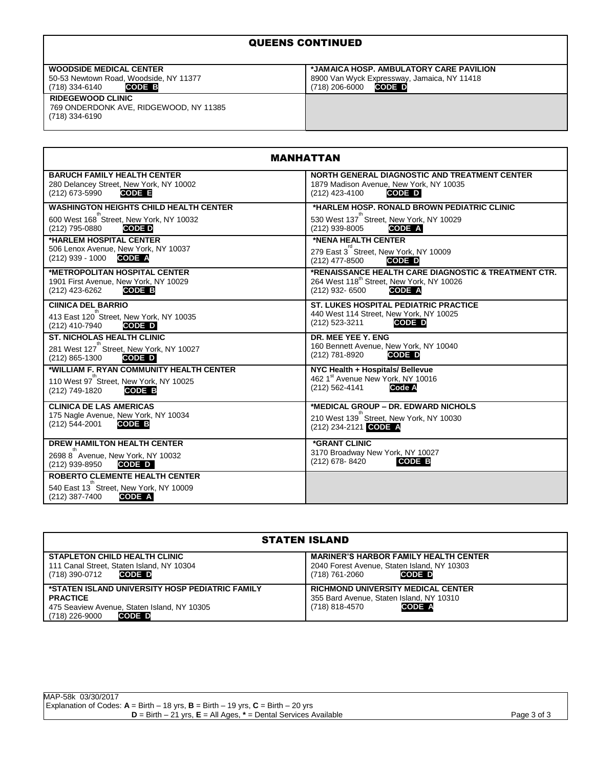## QUEENS CONTINUED

| | |
|---|---|
| **WOODSIDE MEDICAL CENTER**<br>50-53 Newtown Road, Woodside, NY 11377<br>(718) 334-6140 **CODE B** | **\*JAMAICA HOSP. AMBULATORY CARE PAVILION**<br>8900 Van Wyck Expressway, Jamaica, NY 11418<br>(718) 206-6000 **CODE D** |
| **RIDGEWOOD CLINIC**<br>769 ONDERDONK AVE, RIDGEWOOD, NY 11385<br>(718) 334-6190 | |

## MANHATTAN

| | |
|---|---|
| **BARUCH FAMILY HEALTH CENTER**<br>280 Delancey Street, New York, NY 10002<br>(212) 673-5990 **CODE E** | **NORTH GENERAL DIAGNOSTIC AND TREATMENT CENTER**<br>1879 Madison Avenue, New York, NY 10035<br>(212) 423-4100 **CODE D** |
| **WASHINGTON HEIGHTS CHILD HEALTH CENTER**<br>600 West 168th Street, New York, NY 10032<br>(212) 795-0880 **CODE D** | **\*HARLEM HOSP. RONALD BROWN PEDIATRIC CLINIC**<br>530 West 137th Street, New York, NY 10029<br>(212) 939-8005 **CODE A** |
| **\*HARLEM HOSPITAL CENTER**<br>506 Lenox Avenue, New York, NY 10037<br>(212) 939 - 1000 **CODE A** | **\*NENA HEALTH CENTER**<br>279 East 3rd Street, New York, NY 10009<br>(212) 477-8500 **CODE D** |
| **\*METROPOLITAN HOSPITAL CENTER**<br>1901 First Avenue, New York, NY 10029<br>(212) 423-6262 **CODE B** | **\*RENAISSANCE HEALTH CARE DIAGNOSTIC & TREATMENT CTR.**<br>264 West 118th Street, New York, NY 10026<br>(212) 932- 6500 **CODE A** |
| **CIINICA DEL BARRIO**<br>413 East 120th Street, New York, NY 10035<br>(212) 410-7940 **CODE D** | **ST. LUKES HOSPITAL PEDIATRIC PRACTICE**<br>440 West 114 Street, New York, NY 10025<br>(212) 523-3211 **CODE D** |
| **ST. NICHOLAS HEALTH CLINIC**<br>281 West 127th Street, New York, NY 10027<br>(212) 865-1300 **CODE D** | **DR. MEE YEE Y. ENG**<br>160 Bennett Avenue, New York, NY 10040<br>(212) 781-8920 **CODE D** |
| **\*WILLIAM F. RYAN COMMUNITY HEALTH CENTER**<br>110 West 97th Street, New York, NY 10025<br>(212) 749-1820 **CODE B** | **NYC Health + Hospitals/ Bellevue**<br>462 1st Avenue New York, NY 10016<br>(212) 562-4141 **Code A** |
| **CLINICA DE LAS AMERICAS**<br>175 Nagle Avenue, New York, NY 10034<br>(212) 544-2001 **CODE B** | **\*MEDICAL GROUP – DR. EDWARD NICHOLS**<br>210 West 139th Street, New York, NY 10030<br>(212) 234-2121 **CODE A** |
| **DREW HAMILTON HEALTH CENTER**<br>2698 8th Avenue, New York, NY 10032<br>(212) 939-8950 **CODE D** | **\*GRANT CLINIC**<br>3170 Broadway New York, NY 10027<br>(212) 678- 8420 **CODE B** |
| **ROBERTO CLEMENTE HEALTH CENTER**<br>540 East 13th Street, New York, NY 10009<br>(212) 387-7400 **CODE A** | |

## STATEN ISLAND

| | |
|---|---|
| **STAPLETON CHILD HEALTH CLINIC**<br>111 Canal Street, Staten Island, NY 10304<br>(718) 390-0712 **CODE D** | **MARINER'S HARBOR FAMILY HEALTH CENTER**<br>2040 Forest Avenue, Staten Island, NY 10303<br>(718) 761-2060 **CODE D** |
| **\*STATEN ISLAND UNIVERSITY HOSP PEDIATRIC FAMILY PRACTICE**<br>475 Seaview Avenue, Staten Island, NY 10305<br>(718) 226-9000 **CODE D** | **RICHMOND UNIVERSITY MEDICAL CENTER**<br>355 Bard Avenue, Staten Island, NY 10310<br>(718) 818-4570 **CODE A** |

MAP-58k 03/30/2017

Explanation of Codes: **A** = Birth – 18 yrs, **B** = Birth – 19 yrs, **C** = Birth – 20 yrs
**D** = Birth – 21 yrs, **E** = All Ages, **\*** = Dental Services Available